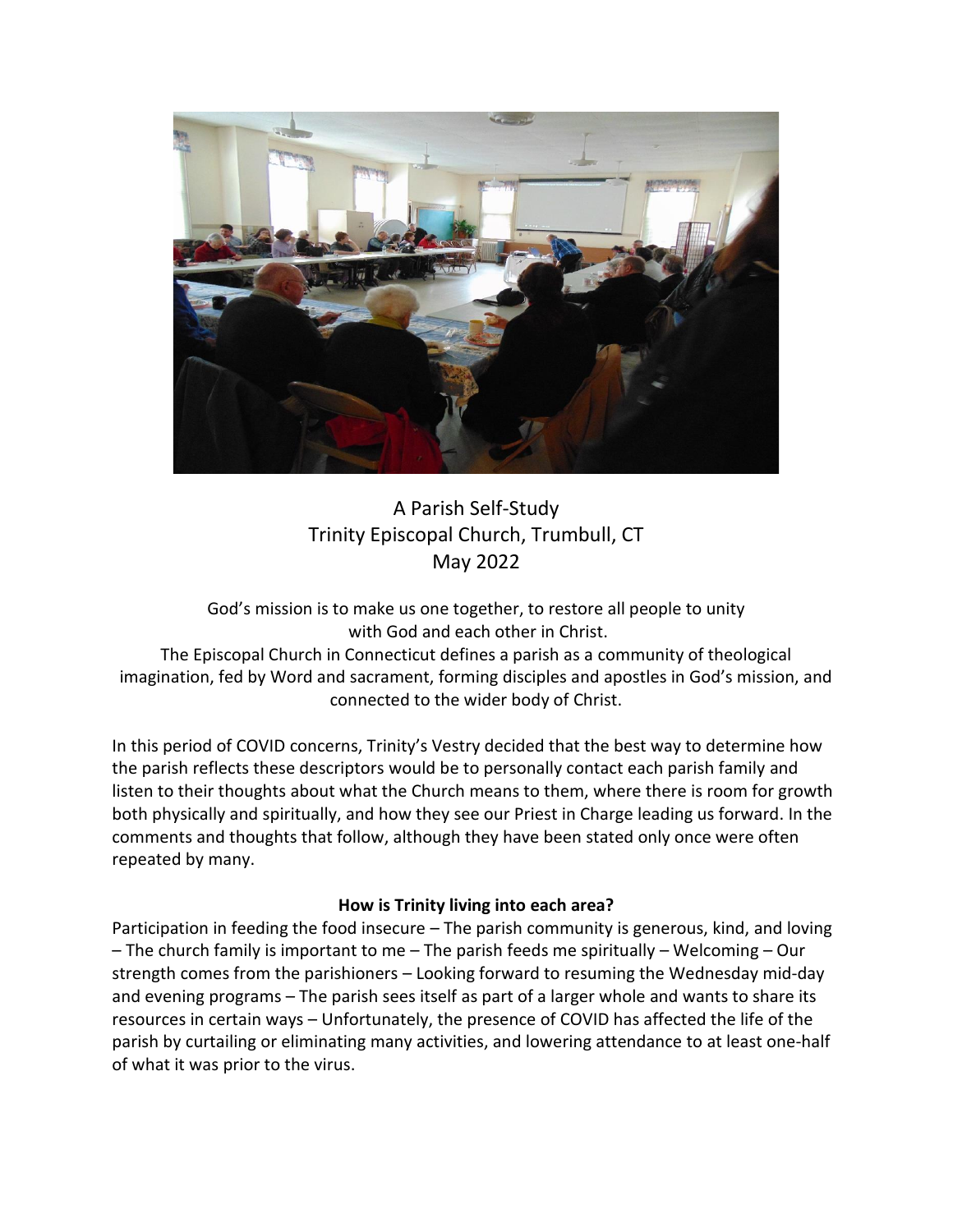A Parish Self-Study
Trinity Episcopal Church, Trumbull, CT
May 2022

God's mission is to make us one together, to restore all people to unity with God and each other in Christ.
The Episcopal Church in Connecticut defines a parish as a community of theological imagination, fed by Word and sacrament, forming disciples and apostles in God's mission, and connected to the wider body of Christ.

In this period of COVID concerns, Trinity's Vestry decided that the best way to determine how the parish reflects these descriptors would be to personally contact each parish family and listen to their thoughts about what the Church means to them, where there is room for growth both physically and spiritually, and how they see our Priest in Charge leading us forward. In the comments and thoughts that follow, although they have been stated only once were often repeated by many.

**How is Trinity living into each area?**

Participation in feeding the food insecure – The parish community is generous, kind, and loving – The church family is important to me – The parish feeds me spiritually – Welcoming – Our strength comes from the parishioners – Looking forward to resuming the Wednesday mid-day and evening programs – The parish sees itself as part of a larger whole and wants to share its resources in certain ways – Unfortunately, the presence of COVID has affected the life of the parish by curtailing or eliminating many activities, and lowering attendance to at least one-half of what it was prior to the virus.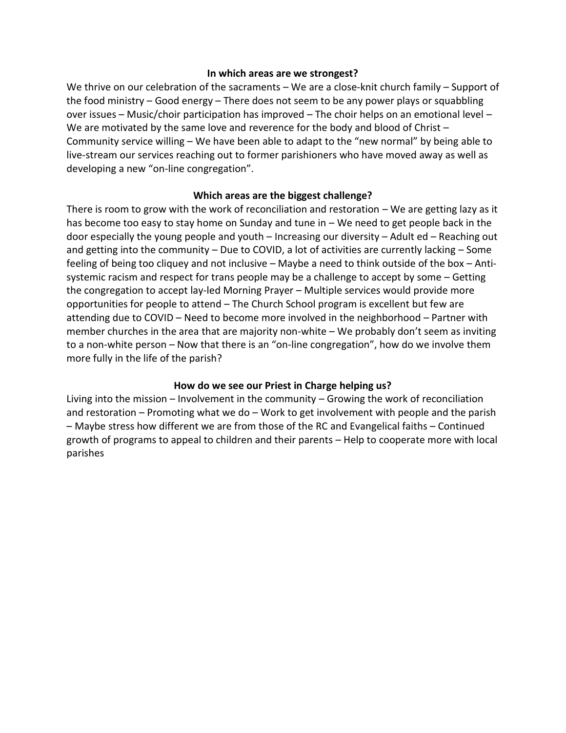**In which areas are we strongest?**

We thrive on our celebration of the sacraments – We are a close-knit church family – Support of the food ministry – Good energy – There does not seem to be any power plays or squabbling over issues – Music/choir participation has improved – The choir helps on an emotional level – We are motivated by the same love and reverence for the body and blood of Christ – Community service willing – We have been able to adapt to the "new normal" by being able to live-stream our services reaching out to former parishioners who have moved away as well as developing a new "on-line congregation".

**Which areas are the biggest challenge?**

There is room to grow with the work of reconciliation and restoration – We are getting lazy as it has become too easy to stay home on Sunday and tune in – We need to get people back in the door especially the young people and youth – Increasing our diversity – Adult ed – Reaching out and getting into the community – Due to COVID, a lot of activities are currently lacking – Some feeling of being too cliquey and not inclusive – Maybe a need to think outside of the box – Anti-systemic racism and respect for trans people may be a challenge to accept by some – Getting the congregation to accept lay-led Morning Prayer – Multiple services would provide more opportunities for people to attend – The Church School program is excellent but few are attending due to COVID – Need to become more involved in the neighborhood – Partner with member churches in the area that are majority non-white – We probably don't seem as inviting to a non-white person – Now that there is an "on-line congregation", how do we involve them more fully in the life of the parish?

**How do we see our Priest in Charge helping us?**

Living into the mission – Involvement in the community – Growing the work of reconciliation and restoration – Promoting what we do – Work to get involvement with people and the parish – Maybe stress how different we are from those of the RC and Evangelical faiths – Continued growth of programs to appeal to children and their parents – Help to cooperate more with local parishes